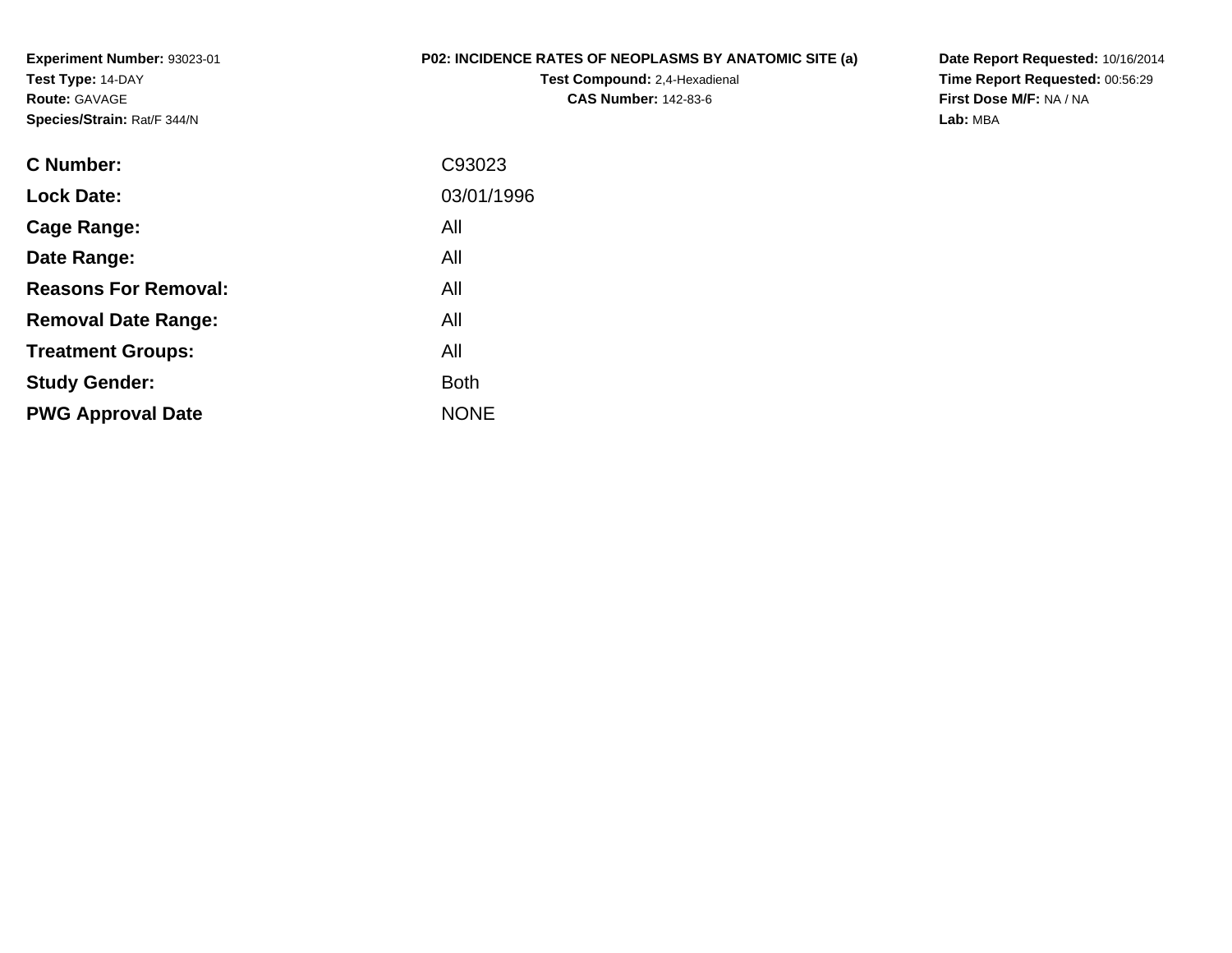**Experiment Number:** 93023-01
**Test Type:** 14-DAY
**Route:** GAVAGE
**Species/Strain:** Rat/F 344/N

**P02: INCIDENCE RATES OF NEOPLASMS BY ANATOMIC SITE (a)**
**Test Compound:** 2,4-Hexadienal
**CAS Number:** 142-83-6

**Date Report Requested:** 10/16/2014
**Time Report Requested:** 00:56:29
**First Dose M/F:** NA / NA
**Lab:** MBA

| | |
|---|---|
| **C Number:** | C93023 |
| **Lock Date:** | 03/01/1996 |
| **Cage Range:** | All |
| **Date Range:** | All |
| **Reasons For Removal:** | All |
| **Removal Date Range:** | All |
| **Treatment Groups:** | All |
| **Study Gender:** | Both |
| **PWG Approval Date** | NONE |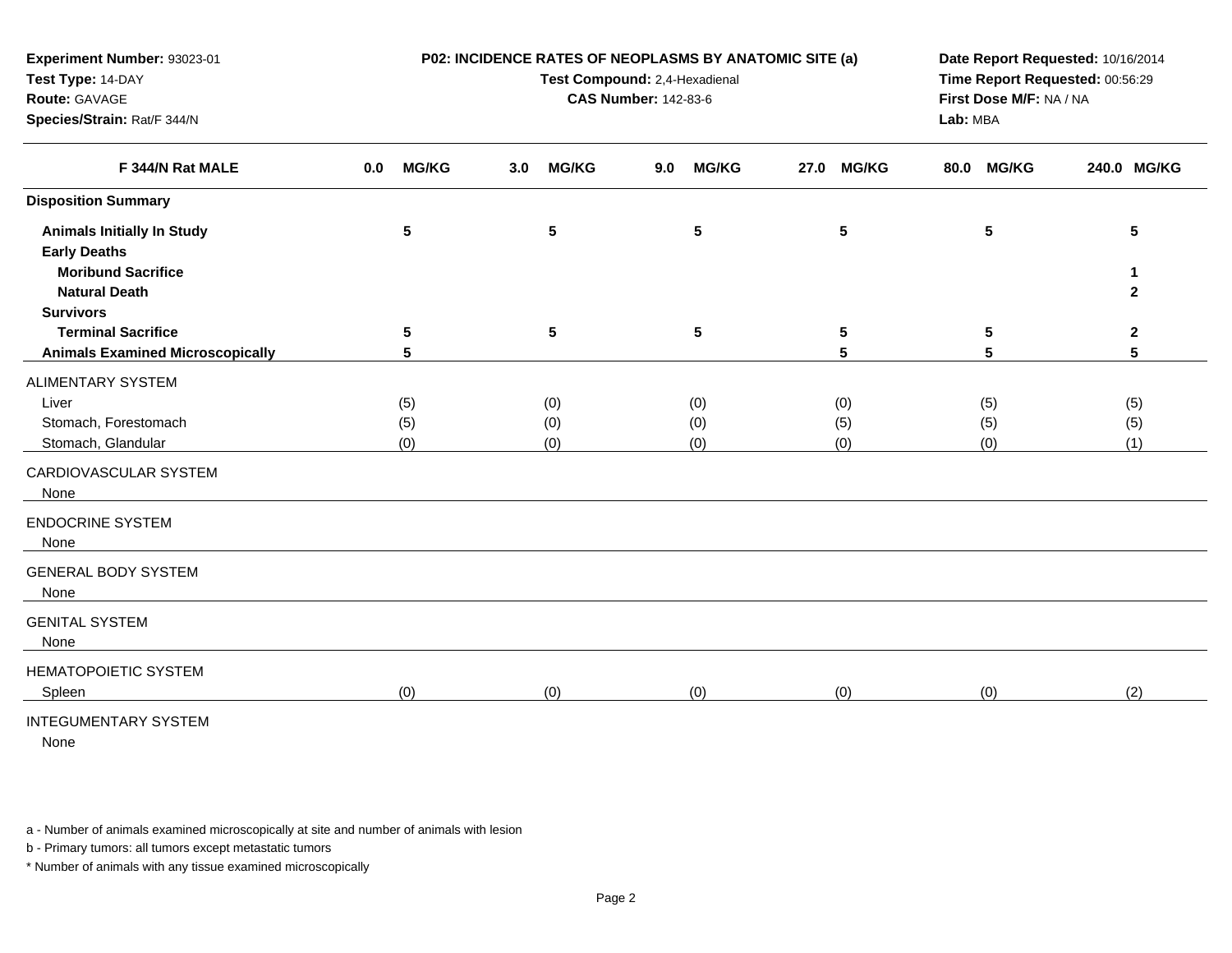**Experiment Number:** 93023-01
**Test Type:** 14-DAY
**Route:** GAVAGE
**Species/Strain:** Rat/F 344/N

**P02: INCIDENCE RATES OF NEOPLASMS BY ANATOMIC SITE (a)**
**Test Compound:** 2,4-Hexadienal
**CAS Number:** 142-83-6

**Date Report Requested:** 10/16/2014
**Time Report Requested:** 00:56:29
**First Dose M/F:** NA / NA
**Lab:** MBA

| F 344/N Rat MALE | 0.0 MG/KG | 3.0 MG/KG | 9.0 MG/KG | 27.0 MG/KG | 80.0 MG/KG | 240.0 MG/KG |
|---|---|---|---|---|---|---|
| **Disposition Summary** | | | | | | |
| **Animals Initially In Study** | **5** | **5** | **5** | **5** | **5** | **5** |
| **Early Deaths** | | | | | | |
| **Moribund Sacrifice** | | | | | | **1** |
| **Natural Death** | | | | | | **2** |
| **Survivors** | | | | | | |
| **Terminal Sacrifice** | **5** | **5** | **5** | **5** | **5** | **2** |
| **Animals Examined Microscopically** | **5** | | | **5** | **5** | **5** |
| ALIMENTARY SYSTEM | | | | | | |
| Liver | (5) | (0) | (0) | (0) | (5) | (5) |
| Stomach, Forestomach | (5) | (0) | (0) | (5) | (5) | (5) |
| Stomach, Glandular | (0) | (0) | (0) | (0) | (0) | (1) |
| CARDIOVASCULAR SYSTEM | | | | | | |
| None | | | | | | |
| ENDOCRINE SYSTEM | | | | | | |
| None | | | | | | |
| GENERAL BODY SYSTEM | | | | | | |
| None | | | | | | |
| GENITAL SYSTEM | | | | | | |
| None | | | | | | |
| HEMATOPOIETIC SYSTEM | | | | | | |
| Spleen | (0) | (0) | (0) | (0) | (0) | (2) |
| INTEGUMENTARY SYSTEM | | | | | | |
| None | | | | | | |

a - Number of animals examined microscopically at site and number of animals with lesion

b - Primary tumors: all tumors except metastatic tumors

* Number of animals with any tissue examined microscopically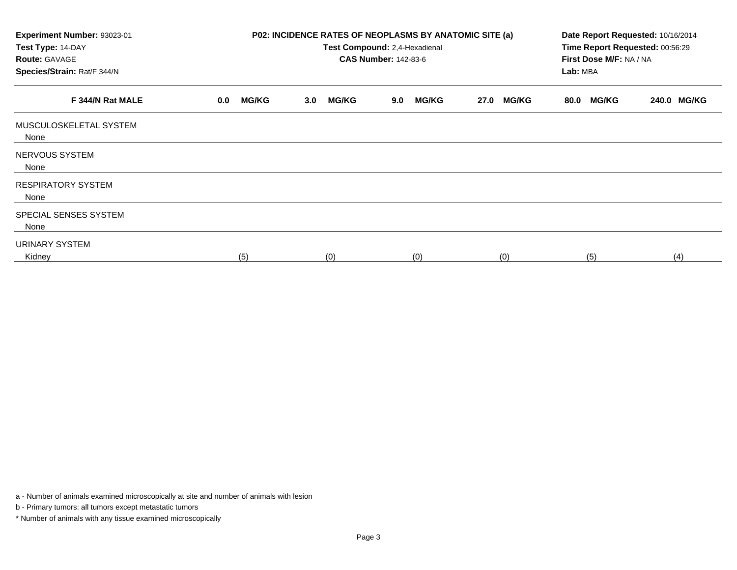**Experiment Number:** 93023-01
**Test Type:** 14-DAY
**Route:** GAVAGE
**Species/Strain:** Rat/F 344/N

**P02: INCIDENCE RATES OF NEOPLASMS BY ANATOMIC SITE (a)**
**Test Compound:** 2,4-Hexadienal
**CAS Number:** 142-83-6

**Date Report Requested:** 10/16/2014
**Time Report Requested:** 00:56:29
**First Dose M/F:** NA / NA
**Lab:** MBA

| F 344/N Rat MALE | 0.0 MG/KG | 3.0 MG/KG | 9.0 MG/KG | 27.0 MG/KG | 80.0 MG/KG | 240.0 MG/KG |
|---|---|---|---|---|---|---|
| MUSCULOSKELETAL SYSTEM | | | | | | |
| None | | | | | | |
| NERVOUS SYSTEM | | | | | | |
| None | | | | | | |
| RESPIRATORY SYSTEM | | | | | | |
| None | | | | | | |
| SPECIAL SENSES SYSTEM | | | | | | |
| None | | | | | | |
| URINARY SYSTEM | | | | | | |
| Kidney | (5) | (0) | (0) | (0) | (5) | (4) |

a - Number of animals examined microscopically at site and number of animals with lesion

b - Primary tumors: all tumors except metastatic tumors

* Number of animals with any tissue examined microscopically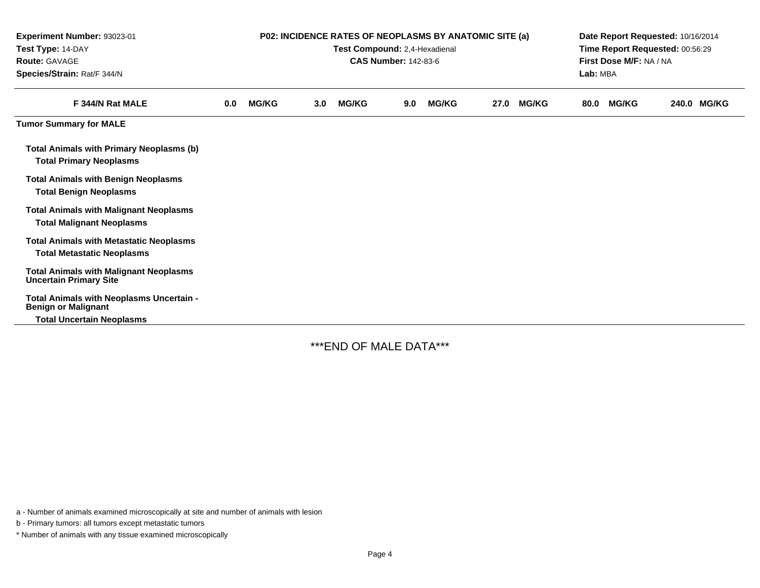Experiment Number: 93023-01
Test Type: 14-DAY
Route: GAVAGE
Species/Strain: Rat/F 344/N

**P02: INCIDENCE RATES OF NEOPLASMS BY ANATOMIC SITE (a)**
**Test Compound:** 2,4-Hexadienal
**CAS Number:** 142-83-6

Date Report Requested: 10/16/2014
Time Report Requested: 00:56:29
First Dose M/F: NA / NA
Lab: MBA

| F 344/N Rat MALE | 0.0 MG/KG | 3.0 MG/KG | 9.0 MG/KG | 27.0 MG/KG | 80.0 MG/KG | 240.0 MG/KG |
|---|---|---|---|---|---|---|
| **Tumor Summary for MALE** | | | | | | |
| **Total Animals with Primary Neoplasms (b)** | | | | | | |
| **Total Primary Neoplasms** | | | | | | |
| **Total Animals with Benign Neoplasms** | | | | | | |
| **Total Benign Neoplasms** | | | | | | |
| **Total Animals with Malignant Neoplasms** | | | | | | |
| **Total Malignant Neoplasms** | | | | | | |
| **Total Animals with Metastatic Neoplasms** | | | | | | |
| **Total Metastatic Neoplasms** | | | | | | |
| **Total Animals with Malignant Neoplasms Uncertain Primary Site** | | | | | | |
| **Total Animals with Neoplasms Uncertain - Benign or Malignant** | | | | | | |
| **Total Uncertain Neoplasms** | | | | | | |

***END OF MALE DATA***

a - Number of animals examined microscopically at site and number of animals with lesion

b - Primary tumors: all tumors except metastatic tumors

* Number of animals with any tissue examined microscopically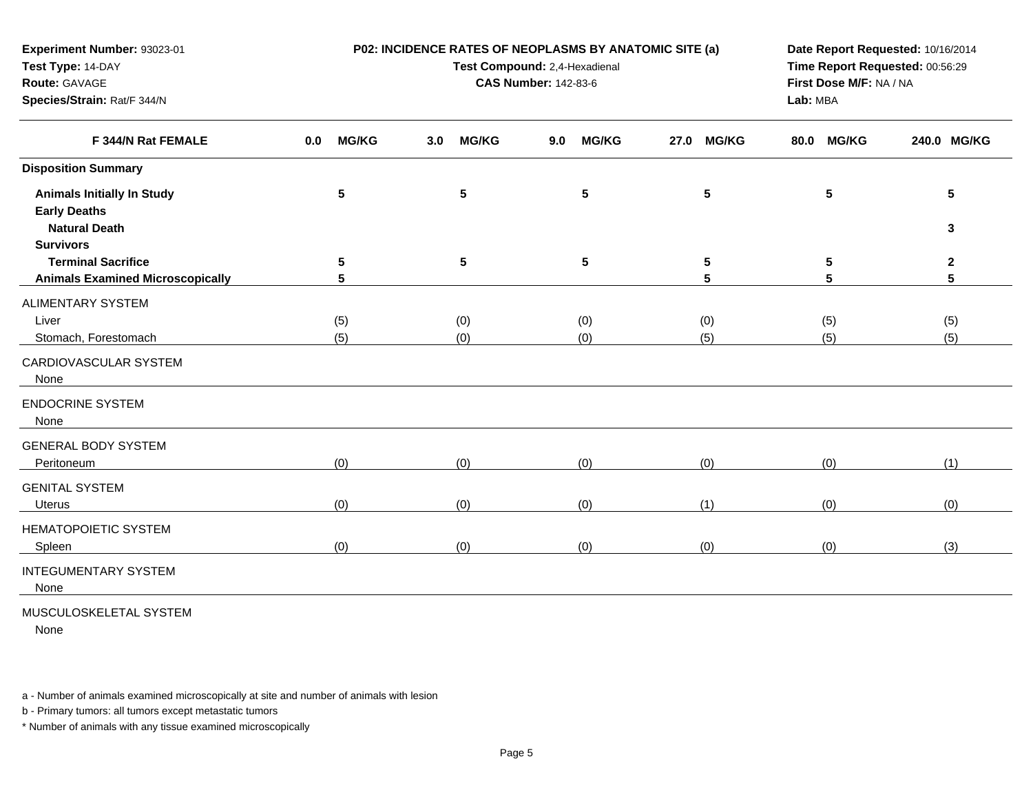**Experiment Number:** 93023-01
**Test Type:** 14-DAY
**Route:** GAVAGE
**Species/Strain:** Rat/F 344/N

**P02: INCIDENCE RATES OF NEOPLASMS BY ANATOMIC SITE (a)**
**Test Compound:** 2,4-Hexadienal
**CAS Number:** 142-83-6

**Date Report Requested:** 10/16/2014
**Time Report Requested:** 00:56:29
**First Dose M/F:** NA / NA
**Lab:** MBA

| F 344/N Rat FEMALE | 0.0 MG/KG | 3.0 MG/KG | 9.0 MG/KG | 27.0 MG/KG | 80.0 MG/KG | 240.0 MG/KG |
|---|---|---|---|---|---|---|
| **Disposition Summary** | | | | | | |
| **Animals Initially In Study** | **5** | **5** | **5** | **5** | **5** | **5** |
| **Early Deaths** | | | | | | |
| **Natural Death** | | | | | | **3** |
| **Survivors** | | | | | | |
| **Terminal Sacrifice** | **5** | **5** | **5** | **5** | **5** | **2** |
| **Animals Examined Microscopically** | **5** | | | **5** | **5** | **5** |
| ALIMENTARY SYSTEM | | | | | | |
| Liver | (5) | (0) | (0) | (0) | (5) | (5) |
| Stomach, Forestomach | (5) | (0) | (0) | (5) | (5) | (5) |
| CARDIOVASCULAR SYSTEM | | | | | | |
| None | | | | | | |
| ENDOCRINE SYSTEM | | | | | | |
| None | | | | | | |
| GENERAL BODY SYSTEM | | | | | | |
| Peritoneum | (0) | (0) | (0) | (0) | (0) | (1) |
| GENITAL SYSTEM | | | | | | |
| Uterus | (0) | (0) | (0) | (1) | (0) | (0) |
| HEMATOPOIETIC SYSTEM | | | | | | |
| Spleen | (0) | (0) | (0) | (0) | (0) | (3) |
| INTEGUMENTARY SYSTEM | | | | | | |
| None | | | | | | |
| MUSCULOSKELETAL SYSTEM | | | | | | |
| None | | | | | | |

a - Number of animals examined microscopically at site and number of animals with lesion

b - Primary tumors: all tumors except metastatic tumors

* Number of animals with any tissue examined microscopically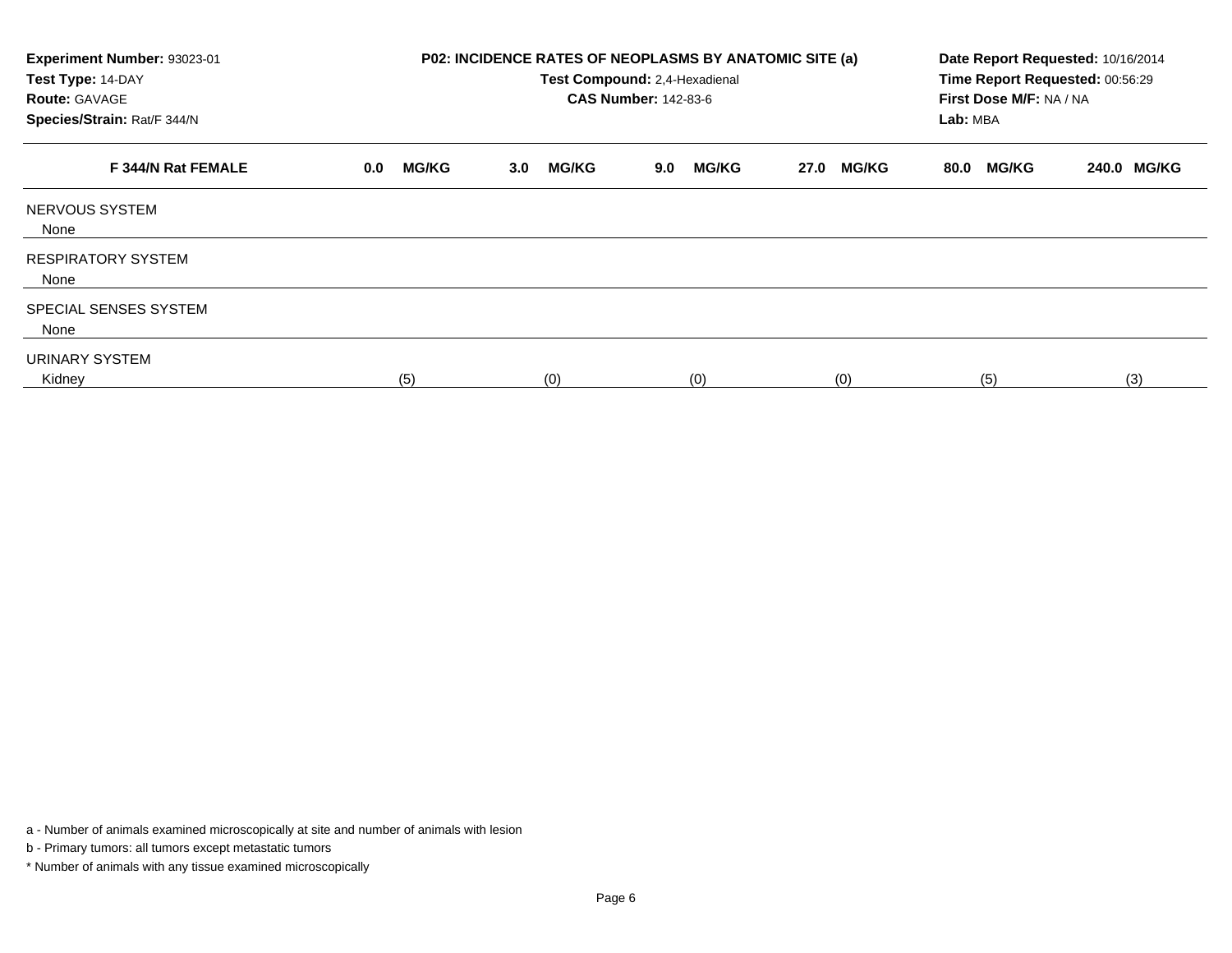| Experiment Number: 93023-01 | P02: INCIDENCE RATES OF NEOPLASMS BY ANATOMIC SITE (a) | Date Report Requested: 10/16/2014 |
|---|---|---|
| Test Type: 14-DAY | Test Compound: 2,4-Hexadienal | Time Report Requested: 00:56:29 |
| Route: GAVAGE | CAS Number: 142-83-6 | First Dose M/F: NA / NA |
| Species/Strain: Rat/F 344/N | | Lab: MBA |

| F 344/N Rat FEMALE | 0.0 MG/KG | 3.0 MG/KG | 9.0 MG/KG | 27.0 MG/KG | 80.0 MG/KG | 240.0 MG/KG |
|---|---|---|---|---|---|---|
| NERVOUS SYSTEM | | | | | | |
| None | | | | | | |
| RESPIRATORY SYSTEM | | | | | | |
| None | | | | | | |
| SPECIAL SENSES SYSTEM | | | | | | |
| None | | | | | | |
| URINARY SYSTEM | | | | | | |
| Kidney | (5) | (0) | (0) | (0) | (5) | (3) |

a - Number of animals examined microscopically at site and number of animals with lesion

b - Primary tumors: all tumors except metastatic tumors

* Number of animals with any tissue examined microscopically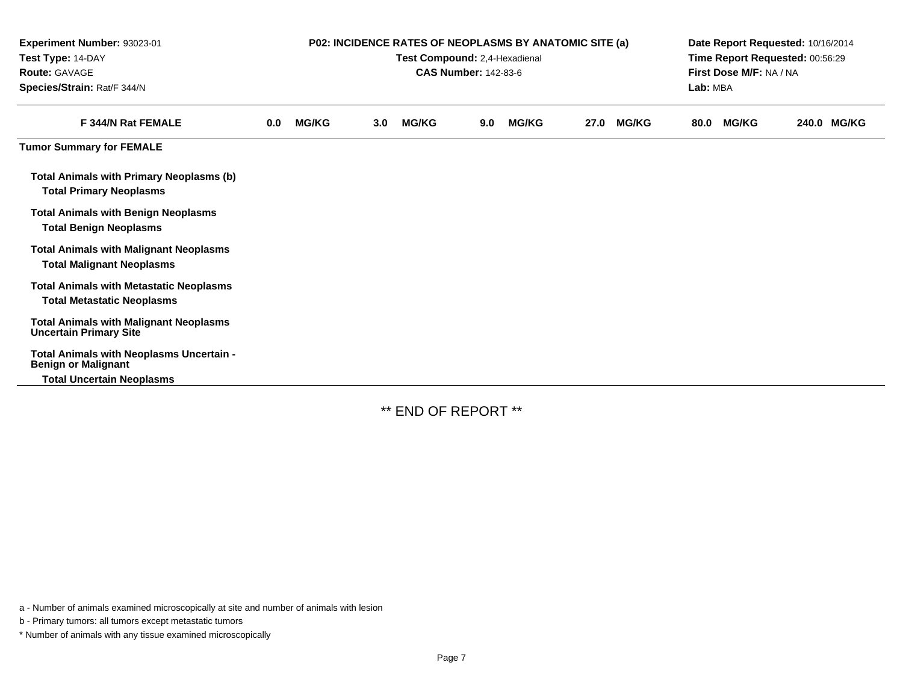**Experiment Number:** 93023-01
**Test Type:** 14-DAY
**Route:** GAVAGE
**Species/Strain:** Rat/F 344/N

**P02: INCIDENCE RATES OF NEOPLASMS BY ANATOMIC SITE (a)**
**Test Compound:** 2,4-Hexadienal
**CAS Number:** 142-83-6

**Date Report Requested:** 10/16/2014
**Time Report Requested:** 00:56:29
**First Dose M/F:** NA / NA
**Lab:** MBA

| F 344/N Rat FEMALE | 0.0 MG/KG | 3.0 MG/KG | 9.0 MG/KG | 27.0 MG/KG | 80.0 MG/KG | 240.0 MG/KG |
|---|---|---|---|---|---|---|
| **Tumor Summary for FEMALE** | | | | | | |
| **Total Animals with Primary Neoplasms (b)** | | | | | | |
| **Total Primary Neoplasms** | | | | | | |
| **Total Animals with Benign Neoplasms** | | | | | | |
| **Total Benign Neoplasms** | | | | | | |
| **Total Animals with Malignant Neoplasms** | | | | | | |
| **Total Malignant Neoplasms** | | | | | | |
| **Total Animals with Metastatic Neoplasms** | | | | | | |
| **Total Metastatic Neoplasms** | | | | | | |
| **Total Animals with Malignant Neoplasms Uncertain Primary Site** | | | | | | |
| **Total Animals with Neoplasms Uncertain - Benign or Malignant** | | | | | | |
| **Total Uncertain Neoplasms** | | | | | | |

** END OF REPORT **

a - Number of animals examined microscopically at site and number of animals with lesion

b - Primary tumors: all tumors except metastatic tumors

* Number of animals with any tissue examined microscopically